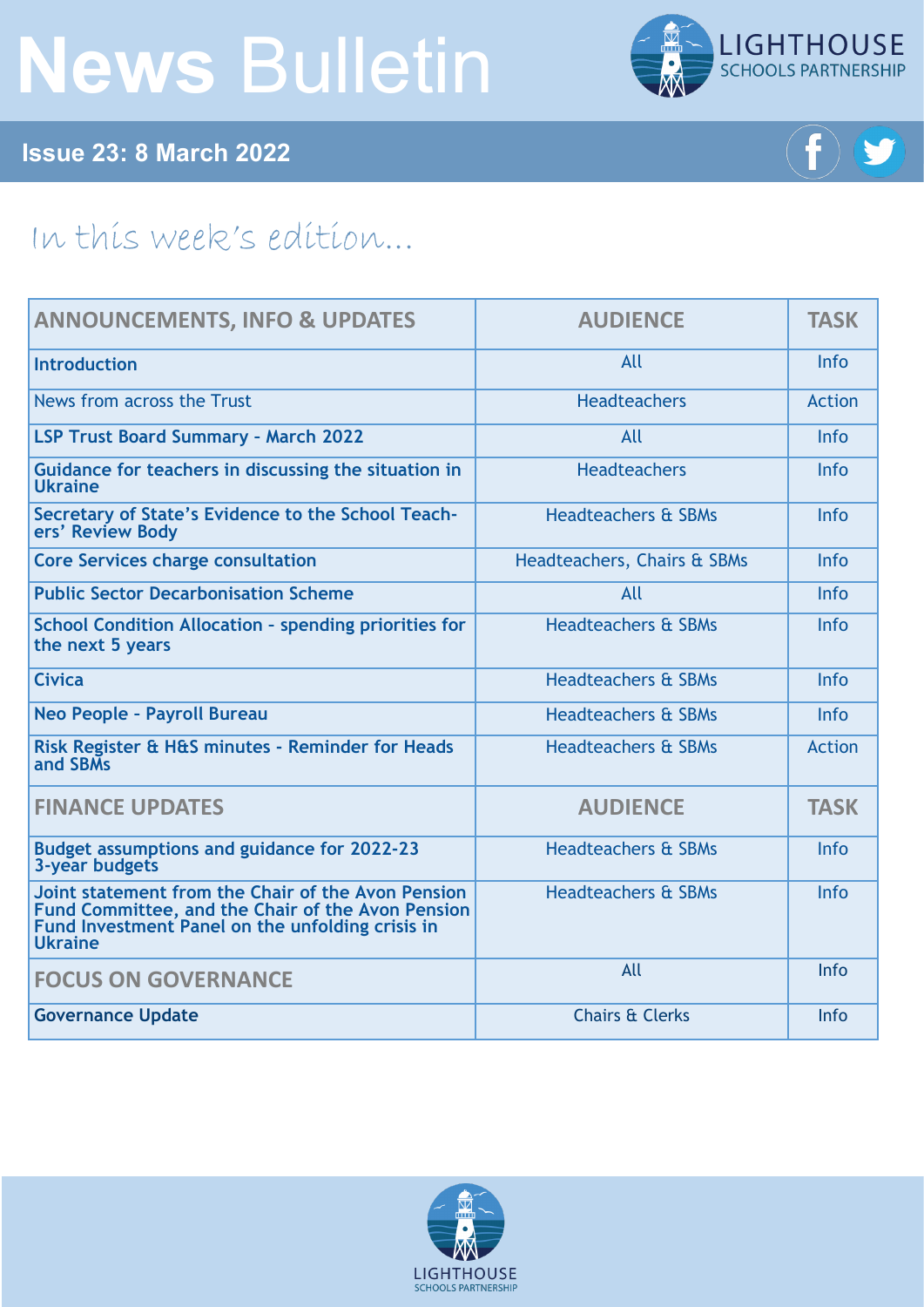# News Bulletin

LIGHTHOUSE SCHOOLS PARTNERSHIP

**Issue 23: 8 March 2022**

## In this week's edition...

| ANNOUNCEMENTS, INFO & UPDATES | AUDIENCE | TASK |
|---|---|---|
| **Introduction** | All | Info |
| News from across the Trust | Headteachers | Action |
| **LSP Trust Board Summary - March 2022** | All | Info |
| **Guidance for teachers in discussing the situation in Ukraine** | Headteachers | Info |
| **Secretary of State's Evidence to the School Teachers' Review Body** | Headteachers & SBMs | Info |
| **Core Services charge consultation** | Headteachers, Chairs & SBMs | Info |
| **Public Sector Decarbonisation Scheme** | All | Info |
| **School Condition Allocation - spending priorities for the next 5 years** | Headteachers & SBMs | Info |
| **Civica** | Headteachers & SBMs | Info |
| **Neo People - Payroll Bureau** | Headteachers & SBMs | Info |
| **Risk Register & H&S minutes - Reminder for Heads and SBMs** | Headteachers & SBMs | Action |
| **FINANCE UPDATES** | **AUDIENCE** | **TASK** |
| **Budget assumptions and guidance for 2022-23 3-year budgets** | Headteachers & SBMs | Info |
| **Joint statement from the Chair of the Avon Pension Fund Committee, and the Chair of the Avon Pension Fund Investment Panel on the unfolding crisis in Ukraine** | Headteachers & SBMs | Info |
| **FOCUS ON GOVERNANCE** | All | Info |
| **Governance Update** | Chairs & Clerks | Info |

LIGHTHOUSE SCHOOLS PARTNERSHIP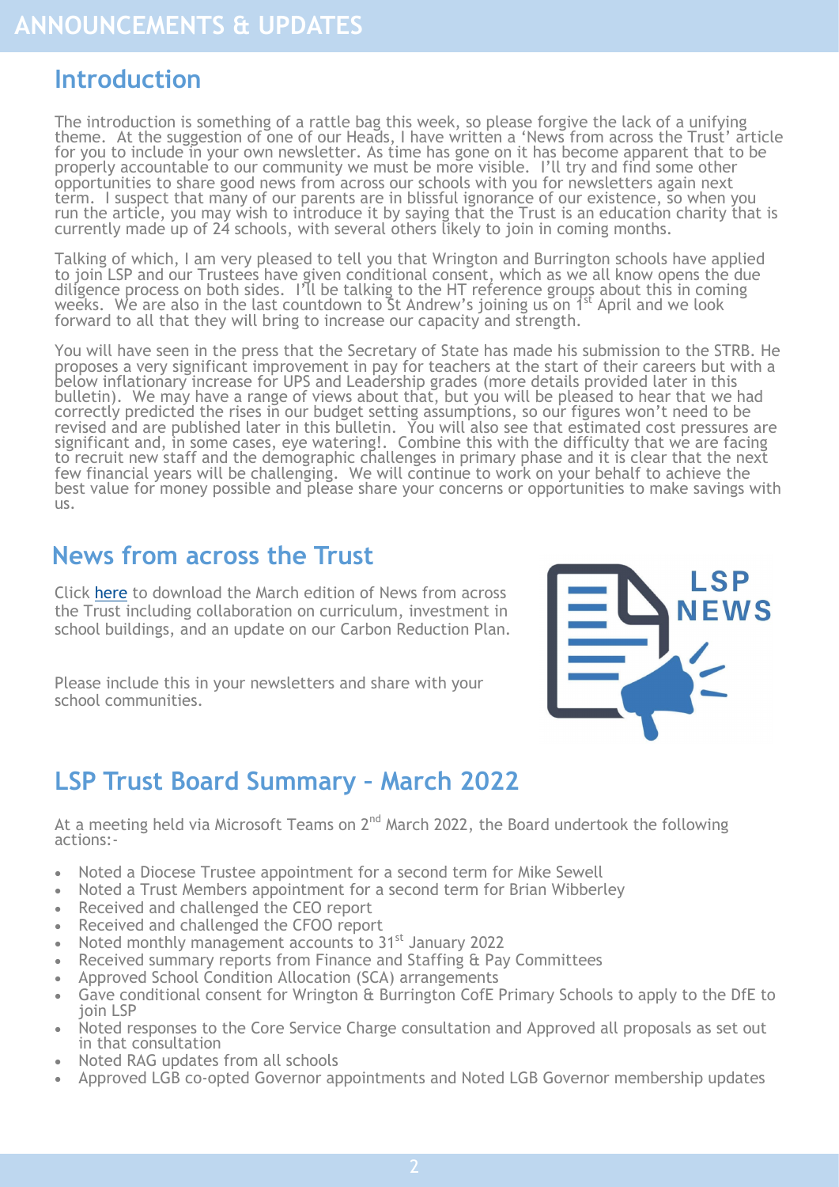# ANNOUNCEMENTS & UPDATES

## Introduction

The introduction is something of a rattle bag this week, so please forgive the lack of a unifying theme. At the suggestion of one of our Heads, I have written a 'News from across the Trust' article for you to include in your own newsletter. As time has gone on it has become apparent that to be properly accountable to our community we must be more visible. I'll try and find some other opportunities to share good news from across our schools with you for newsletters again next term. I suspect that many of our parents are in blissful ignorance of our existence, so when you run the article, you may wish to introduce it by saying that the Trust is an education charity that is currently made up of 24 schools, with several others likely to join in coming months.

Talking of which, I am very pleased to tell you that Wrington and Burrington schools have applied to join LSP and our Trustees have given conditional consent, which as we all know opens the due diligence process on both sides. I'll be talking to the HT reference groups about this in coming weeks. We are also in the last countdown to St Andrew's joining us on 1st April and we look forward to all that they will bring to increase our capacity and strength.

You will have seen in the press that the Secretary of State has made his submission to the STRB. He proposes a very significant improvement in pay for teachers at the start of their careers but with a below inflationary increase for UPS and Leadership grades (more details provided later in this bulletin). We may have a range of views about that, but you will be pleased to hear that we had correctly predicted the rises in our budget setting assumptions, so our figures won't need to be revised and are published later in this bulletin. You will also see that estimated cost pressures are significant and, in some cases, eye watering!. Combine this with the difficulty that we are facing to recruit new staff and the demographic challenges in primary phase and it is clear that the next few financial years will be challenging. We will continue to work on your behalf to achieve the best value for money possible and please share your concerns or opportunities to make savings with us.

## News from across the Trust

Click here to download the March edition of News from across the Trust including collaboration on curriculum, investment in school buildings, and an update on our Carbon Reduction Plan.

Please include this in your newsletters and share with your school communities.

## LSP Trust Board Summary – March 2022

At a meeting held via Microsoft Teams on 2nd March 2022, the Board undertook the following actions:-

- Noted a Diocese Trustee appointment for a second term for Mike Sewell
- Noted a Trust Members appointment for a second term for Brian Wibberley
- Received and challenged the CEO report
- Received and challenged the CFOO report
- Noted monthly management accounts to 31st January 2022
- Received summary reports from Finance and Staffing & Pay Committees
- Approved School Condition Allocation (SCA) arrangements
- Gave conditional consent for Wrington & Burrington CofE Primary Schools to apply to the DfE to join LSP
- Noted responses to the Core Service Charge consultation and Approved all proposals as set out in that consultation
- Noted RAG updates from all schools
- Approved LGB co-opted Governor appointments and Noted LGB Governor membership updates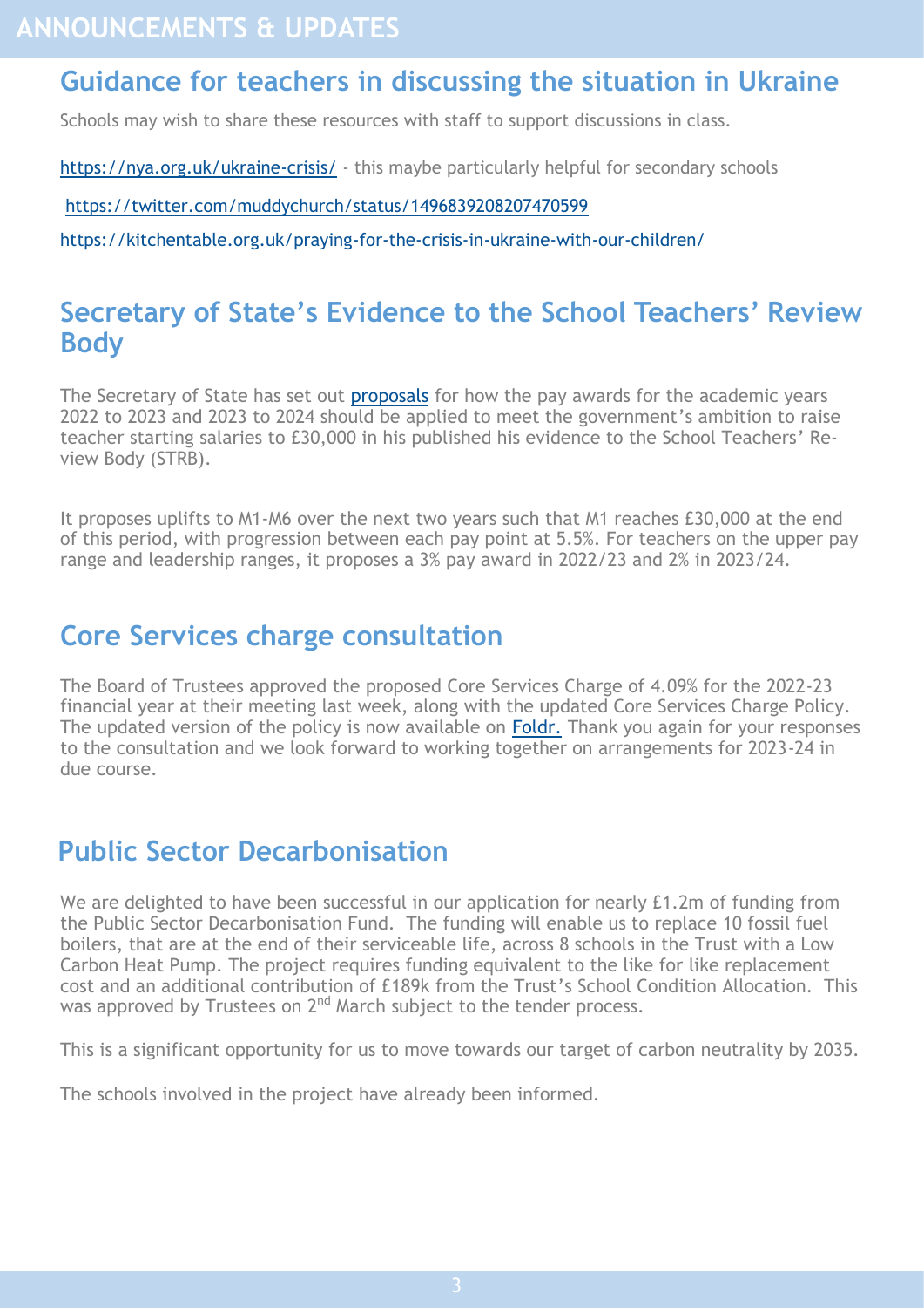# ANNOUNCEMENTS & UPDATES

## Guidance for teachers in discussing the situation in Ukraine

Schools may wish to share these resources with staff to support discussions in class.

https://nya.org.uk/ukraine-crisis/ - this maybe particularly helpful for secondary schools

https://twitter.com/muddychurch/status/1496839208207470599

https://kitchentable.org.uk/praying-for-the-crisis-in-ukraine-with-our-children/

## Secretary of State's Evidence to the School Teachers' Review Body

The Secretary of State has set out proposals for how the pay awards for the academic years 2022 to 2023 and 2023 to 2024 should be applied to meet the government's ambition to raise teacher starting salaries to £30,000 in his published his evidence to the School Teachers' Review Body (STRB).

It proposes uplifts to M1-M6 over the next two years such that M1 reaches £30,000 at the end of this period, with progression between each pay point at 5.5%. For teachers on the upper pay range and leadership ranges, it proposes a 3% pay award in 2022/23 and 2% in 2023/24.

## Core Services charge consultation

The Board of Trustees approved the proposed Core Services Charge of 4.09% for the 2022-23 financial year at their meeting last week, along with the updated Core Services Charge Policy. The updated version of the policy is now available on Foldr. Thank you again for your responses to the consultation and we look forward to working together on arrangements for 2023-24 in due course.

## Public Sector Decarbonisation

We are delighted to have been successful in our application for nearly £1.2m of funding from the Public Sector Decarbonisation Fund. The funding will enable us to replace 10 fossil fuel boilers, that are at the end of their serviceable life, across 8 schools in the Trust with a Low Carbon Heat Pump. The project requires funding equivalent to the like for like replacement cost and an additional contribution of £189k from the Trust's School Condition Allocation. This was approved by Trustees on 2nd March subject to the tender process.

This is a significant opportunity for us to move towards our target of carbon neutrality by 2035.

The schools involved in the project have already been informed.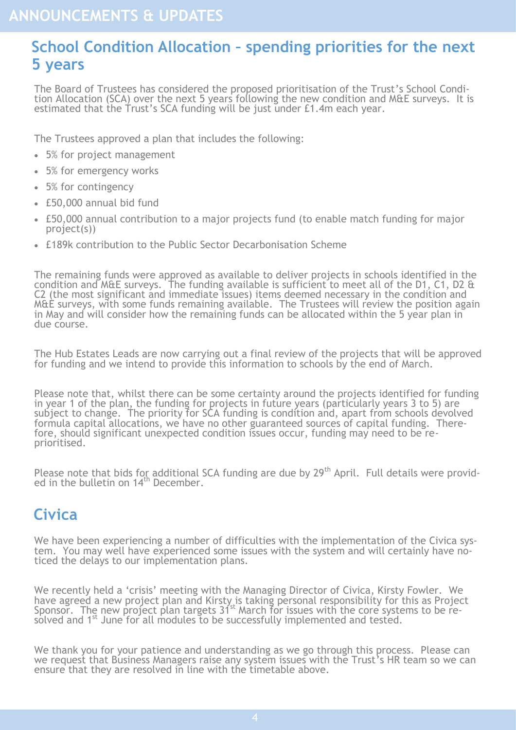# ANNOUNCEMENTS & UPDATES

## School Condition Allocation – spending priorities for the next 5 years

The Board of Trustees has considered the proposed prioritisation of the Trust's School Condition Allocation (SCA) over the next 5 years following the new condition and M&E surveys. It is estimated that the Trust's SCA funding will be just under £1.4m each year.

The Trustees approved a plan that includes the following:

- 5% for project management
- 5% for emergency works
- 5% for contingency
- £50,000 annual bid fund
- £50,000 annual contribution to a major projects fund (to enable match funding for major project(s))
- £189k contribution to the Public Sector Decarbonisation Scheme

The remaining funds were approved as available to deliver projects in schools identified in the condition and M&E surveys. The funding available is sufficient to meet all of the D1, C1, D2 & C2 (the most significant and immediate issues) items deemed necessary in the condition and M&E surveys, with some funds remaining available. The Trustees will review the position again in May and will consider how the remaining funds can be allocated within the 5 year plan in due course.

The Hub Estates Leads are now carrying out a final review of the projects that will be approved for funding and we intend to provide this information to schools by the end of March.

Please note that, whilst there can be some certainty around the projects identified for funding in year 1 of the plan, the funding for projects in future years (particularly years 3 to 5) are subject to change. The priority for SCA funding is condition and, apart from schools devolved formula capital allocations, we have no other guaranteed sources of capital funding. Therefore, should significant unexpected condition issues occur, funding may need to be re-prioritised.

Please note that bids for additional SCA funding are due by 29th April. Full details were provided in the bulletin on 14th December.

## Civica

We have been experiencing a number of difficulties with the implementation of the Civica system. You may well have experienced some issues with the system and will certainly have noticed the delays to our implementation plans.

We recently held a 'crisis' meeting with the Managing Director of Civica, Kirsty Fowler. We have agreed a new project plan and Kirsty is taking personal responsibility for this as Project Sponsor. The new project plan targets 31st March for issues with the core systems to be resolved and 1st June for all modules to be successfully implemented and tested.

We thank you for your patience and understanding as we go through this process. Please can we request that Business Managers raise any system issues with the Trust's HR team so we can ensure that they are resolved in line with the timetable above.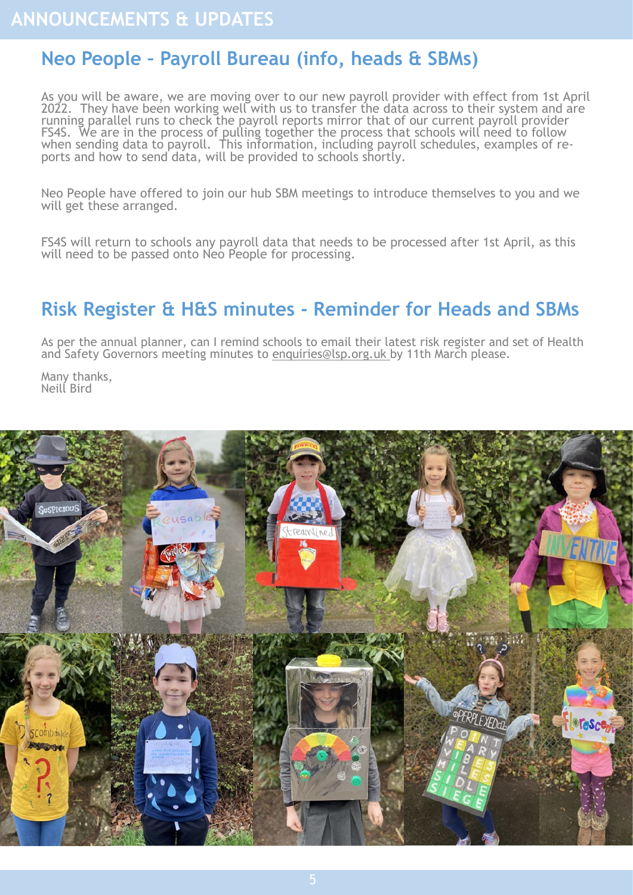# ANNOUNCEMENTS & UPDATES

## Neo People – Payroll Bureau (info, heads & SBMs)

As you will be aware, we are moving over to our new payroll provider with effect from 1st April 2022. They have been working well with us to transfer the data across to their system and are running parallel runs to check the payroll reports mirror that of our current payroll provider FS4S. We are in the process of pulling together the process that schools will need to follow when sending data to payroll. This information, including payroll schedules, examples of reports and how to send data, will be provided to schools shortly.

Neo People have offered to join our hub SBM meetings to introduce themselves to you and we will get these arranged.

FS4S will return to schools any payroll data that needs to be processed after 1st April, as this will need to be passed onto Neo People for processing.

## Risk Register & H&S minutes - Reminder for Heads and SBMs

As per the annual planner, can I remind schools to email their latest risk register and set of Health and Safety Governors meeting minutes to enquiries@lsp.org.uk by 11th March please.

Many thanks,
Neill Bird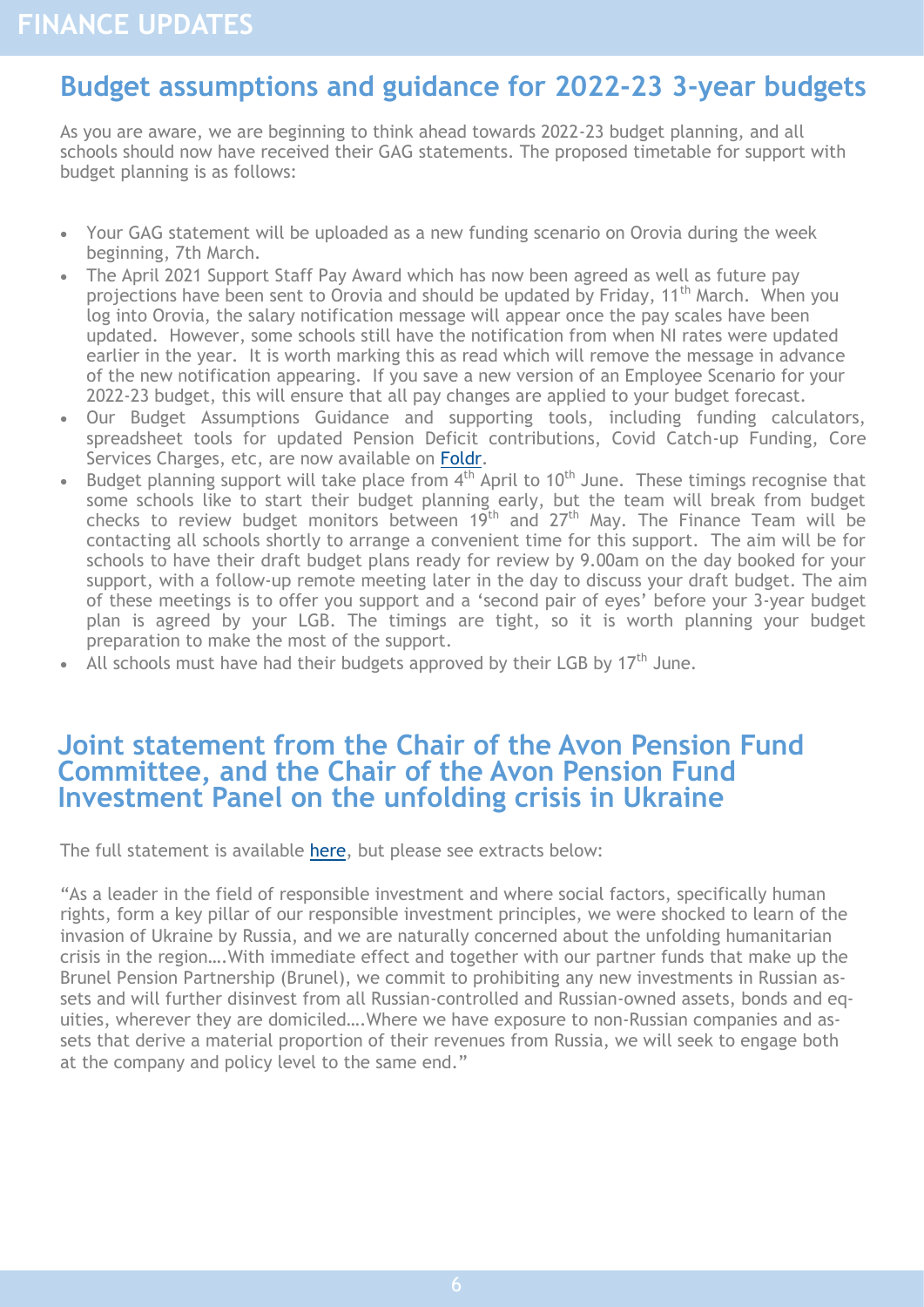# FINANCE UPDATES

## Budget assumptions and guidance for 2022-23 3-year budgets

As you are aware, we are beginning to think ahead towards 2022-23 budget planning, and all schools should now have received their GAG statements. The proposed timetable for support with budget planning is as follows:

- Your GAG statement will be uploaded as a new funding scenario on Orovia during the week beginning, 7th March.
- The April 2021 Support Staff Pay Award which has now been agreed as well as future pay projections have been sent to Orovia and should be updated by Friday, 11th March. When you log into Orovia, the salary notification message will appear once the pay scales have been updated. However, some schools still have the notification from when NI rates were updated earlier in the year. It is worth marking this as read which will remove the message in advance of the new notification appearing. If you save a new version of an Employee Scenario for your 2022-23 budget, this will ensure that all pay changes are applied to your budget forecast.
- Our Budget Assumptions Guidance and supporting tools, including funding calculators, spreadsheet tools for updated Pension Deficit contributions, Covid Catch-up Funding, Core Services Charges, etc, are now available on Foldr.
- Budget planning support will take place from 4th April to 10th June. These timings recognise that some schools like to start their budget planning early, but the team will break from budget checks to review budget monitors between 19th and 27th May. The Finance Team will be contacting all schools shortly to arrange a convenient time for this support. The aim will be for schools to have their draft budget plans ready for review by 9.00am on the day booked for your support, with a follow-up remote meeting later in the day to discuss your draft budget. The aim of these meetings is to offer you support and a 'second pair of eyes' before your 3-year budget plan is agreed by your LGB. The timings are tight, so it is worth planning your budget preparation to make the most of the support.
- All schools must have had their budgets approved by their LGB by 17th June.

## Joint statement from the Chair of the Avon Pension Fund Committee, and the Chair of the Avon Pension Fund Investment Panel on the unfolding crisis in Ukraine

The full statement is available here, but please see extracts below:

"As a leader in the field of responsible investment and where social factors, specifically human rights, form a key pillar of our responsible investment principles, we were shocked to learn of the invasion of Ukraine by Russia, and we are naturally concerned about the unfolding humanitarian crisis in the region….With immediate effect and together with our partner funds that make up the Brunel Pension Partnership (Brunel), we commit to prohibiting any new investments in Russian assets and will further disinvest from all Russian-controlled and Russian-owned assets, bonds and equities, wherever they are domiciled….Where we have exposure to non-Russian companies and assets that derive a material proportion of their revenues from Russia, we will seek to engage both at the company and policy level to the same end."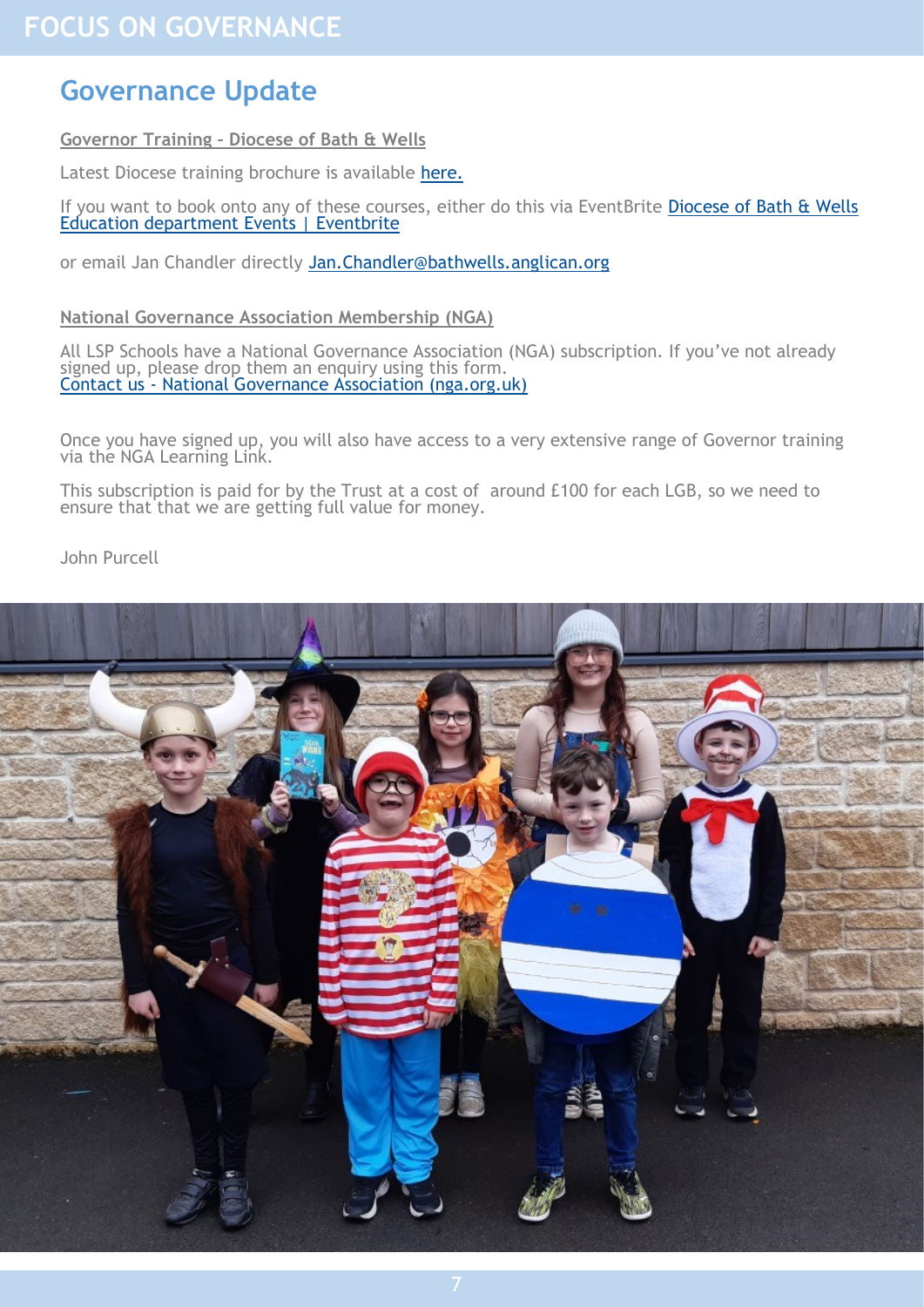# Governance Update

**Governor Training – Diocese of Bath & Wells**

Latest Diocese training brochure is available here.

If you want to book onto any of these courses, either do this via EventBrite Diocese of Bath & Wells Education department Events | Eventbrite

or email Jan Chandler directly Jan.Chandler@bathwells.anglican.org

**National Governance Association Membership (NGA)**

All LSP Schools have a National Governance Association (NGA) subscription. If you've not already signed up, please drop them an enquiry using this form.
Contact us - National Governance Association (nga.org.uk)

Once you have signed up, you will also have access to a very extensive range of Governor training via the NGA Learning Link.

This subscription is paid for by the Trust at a cost of around £100 for each LGB, so we need to ensure that that we are getting full value for money.

John Purcell